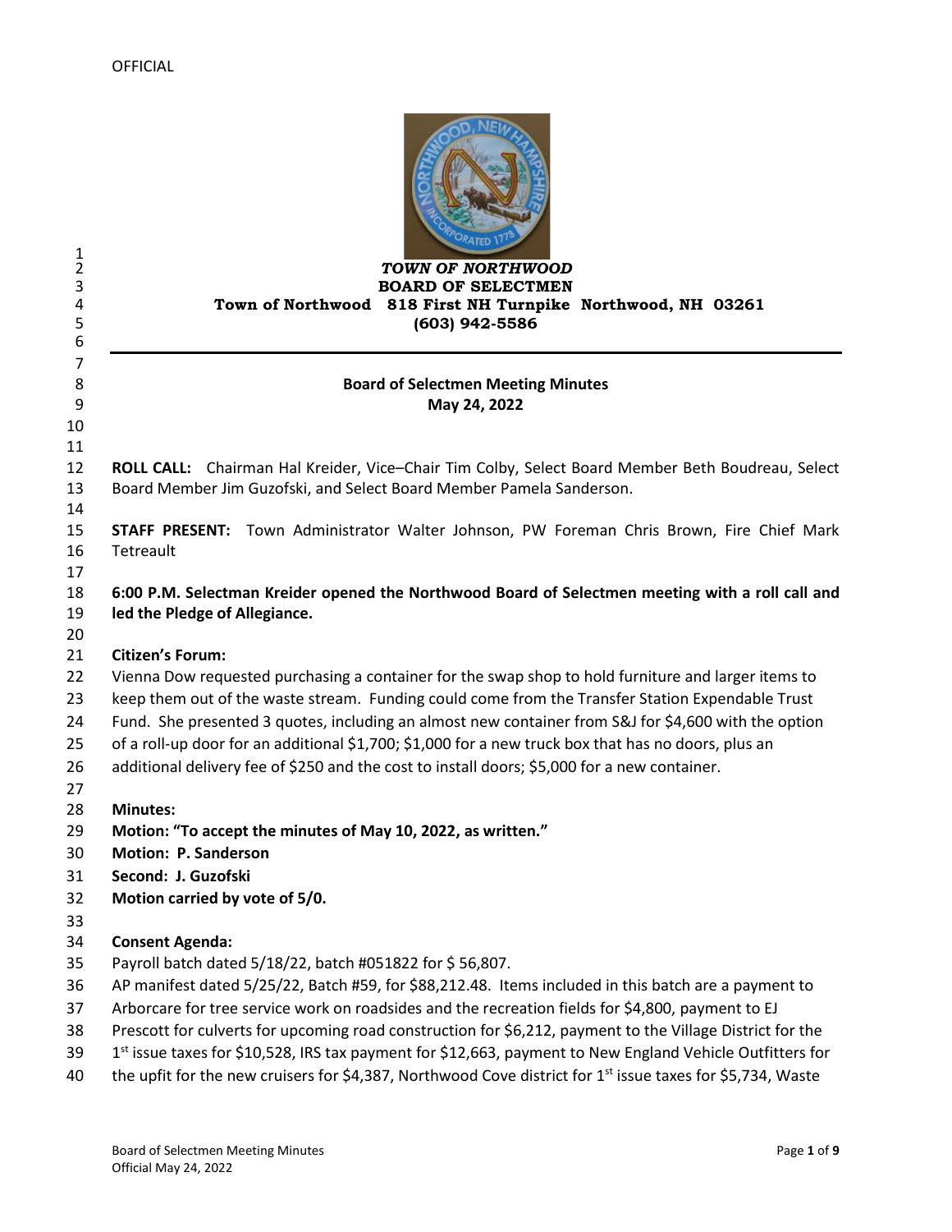OFFICIAL

***TOWN OF NORTHWOOD***
**BOARD OF SELECTMEN**
**Town of Northwood 818 First NH Turnpike Northwood, NH 03261**
**(603) 942-5586**

---

**Board of Selectmen Meeting Minutes**
**May 24, 2022**

**ROLL CALL:** Chairman Hal Kreider, Vice–Chair Tim Colby, Select Board Member Beth Boudreau, Select Board Member Jim Guzofski, and Select Board Member Pamela Sanderson.

**STAFF PRESENT:** Town Administrator Walter Johnson, PW Foreman Chris Brown, Fire Chief Mark Tetreault

**6:00 P.M. Selectman Kreider opened the Northwood Board of Selectmen meeting with a roll call and led the Pledge of Allegiance.**

**Citizen's Forum:**
Vienna Dow requested purchasing a container for the swap shop to hold furniture and larger items to keep them out of the waste stream. Funding could come from the Transfer Station Expendable Trust Fund. She presented 3 quotes, including an almost new container from S&J for $4,600 with the option of a roll-up door for an additional $1,700; $1,000 for a new truck box that has no doors, plus an additional delivery fee of $250 and the cost to install doors; $5,000 for a new container.

**Minutes:**
**Motion: "To accept the minutes of May 10, 2022, as written."**
**Motion: P. Sanderson**
**Second: J. Guzofski**
**Motion carried by vote of 5/0.**

**Consent Agenda:**
Payroll batch dated 5/18/22, batch #051822 for $ 56,807.
AP manifest dated 5/25/22, Batch #59, for $88,212.48. Items included in this batch are a payment to Arborcare for tree service work on roadsides and the recreation fields for $4,800, payment to EJ Prescott for culverts for upcoming road construction for $6,212, payment to the Village District for the 1st issue taxes for $10,528, IRS tax payment for $12,663, payment to New England Vehicle Outfitters for the upfit for the new cruisers for $4,387, Northwood Cove district for 1st issue taxes for $5,734, Waste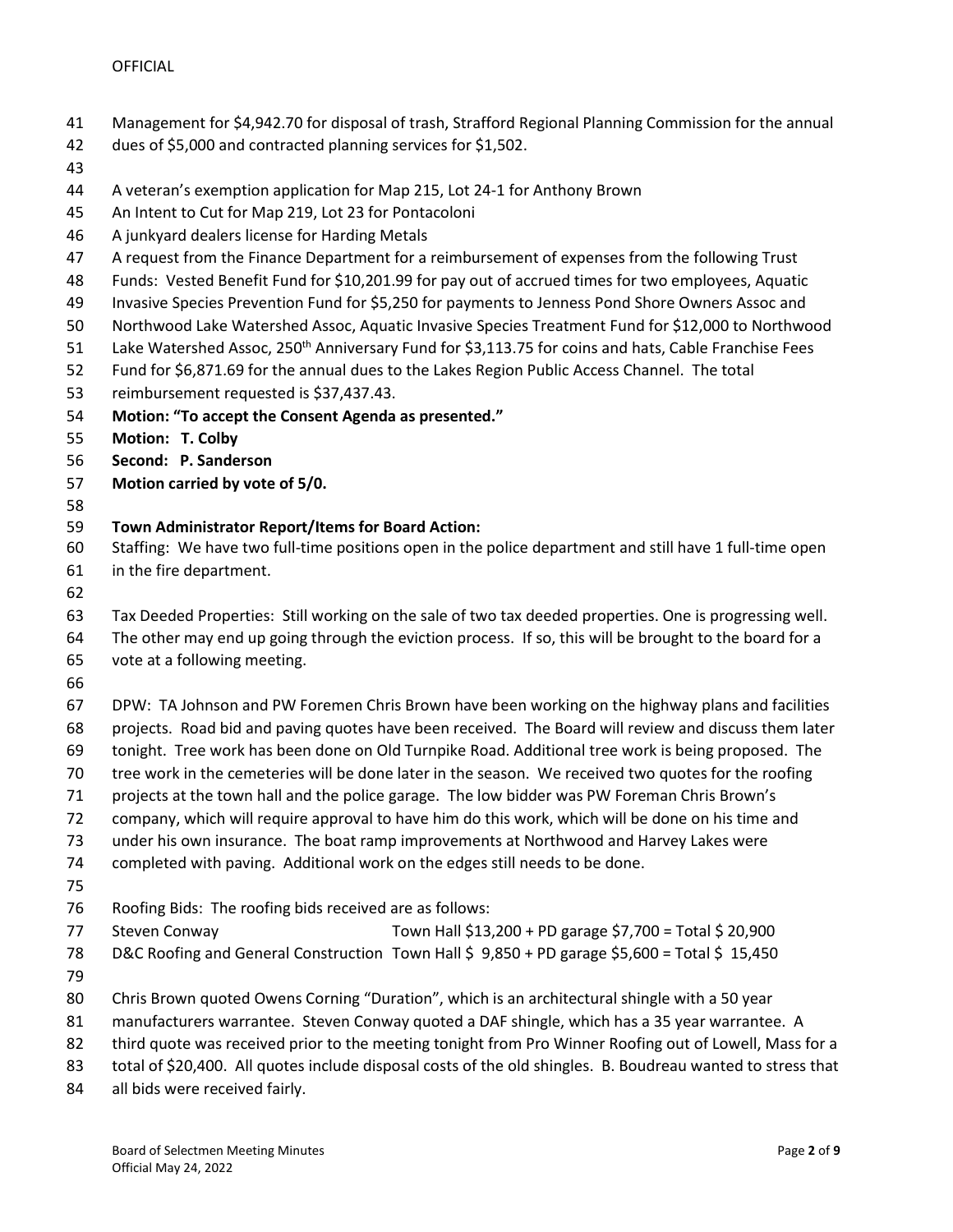Management for $4,942.70 for disposal of trash, Strafford Regional Planning Commission for the annual dues of $5,000 and contracted planning services for $1,502.

A veteran's exemption application for Map 215, Lot 24-1 for Anthony Brown
An Intent to Cut for Map 219, Lot 23 for Pontacoloni
A junkyard dealers license for Harding Metals
A request from the Finance Department for a reimbursement of expenses from the following Trust Funds: Vested Benefit Fund for $10,201.99 for pay out of accrued times for two employees, Aquatic Invasive Species Prevention Fund for $5,250 for payments to Jenness Pond Shore Owners Assoc and Northwood Lake Watershed Assoc, Aquatic Invasive Species Treatment Fund for $12,000 to Northwood Lake Watershed Assoc, 250th Anniversary Fund for $3,113.75 for coins and hats, Cable Franchise Fees Fund for $6,871.69 for the annual dues to the Lakes Region Public Access Channel. The total reimbursement requested is $37,437.43.
**Motion: "To accept the Consent Agenda as presented."**
**Motion: T. Colby**
**Second: P. Sanderson**
**Motion carried by vote of 5/0.**

**Town Administrator Report/Items for Board Action:**
Staffing: We have two full-time positions open in the police department and still have 1 full-time open in the fire department.

Tax Deeded Properties: Still working on the sale of two tax deeded properties. One is progressing well. The other may end up going through the eviction process. If so, this will be brought to the board for a vote at a following meeting.

DPW: TA Johnson and PW Foremen Chris Brown have been working on the highway plans and facilities projects. Road bid and paving quotes have been received. The Board will review and discuss them later tonight. Tree work has been done on Old Turnpike Road. Additional tree work is being proposed. The tree work in the cemeteries will be done later in the season. We received two quotes for the roofing projects at the town hall and the police garage. The low bidder was PW Foreman Chris Brown's company, which will require approval to have him do this work, which will be done on his time and under his own insurance. The boat ramp improvements at Northwood and Harvey Lakes were completed with paving. Additional work on the edges still needs to be done.

Roofing Bids: The roofing bids received are as follows:

| | |
|---|---|
| Steven Conway | Town Hall $13,200 + PD garage $7,700 = Total $ 20,900 |
| D&C Roofing and General Construction | Town Hall $ 9,850 + PD garage $5,600 = Total $ 15,450 |

Chris Brown quoted Owens Corning "Duration", which is an architectural shingle with a 50 year manufacturers warrantee. Steven Conway quoted a DAF shingle, which has a 35 year warrantee. A third quote was received prior to the meeting tonight from Pro Winner Roofing out of Lowell, Mass for a total of $20,400. All quotes include disposal costs of the old shingles. B. Boudreau wanted to stress that all bids were received fairly.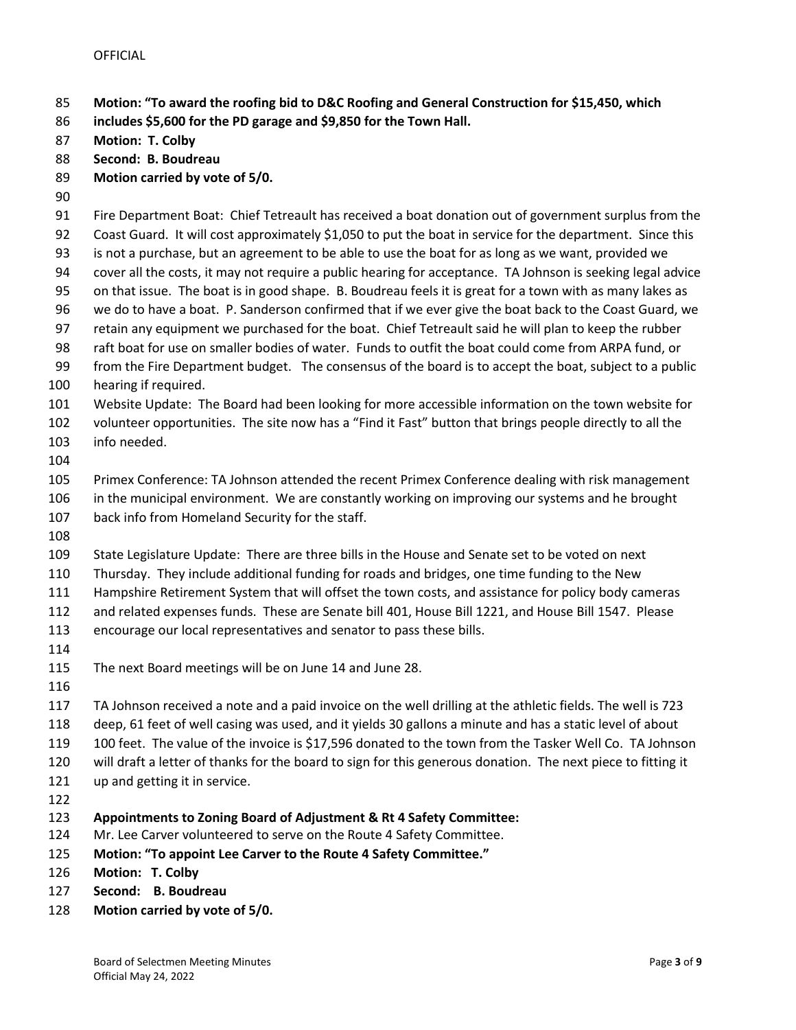**Motion: "To award the roofing bid to D&C Roofing and General Construction for $15,450, which includes $5,600 for the PD garage and $9,850 for the Town Hall.**
**Motion: T. Colby**
**Second: B. Boudreau**
**Motion carried by vote of 5/0.**

Fire Department Boat: Chief Tetreault has received a boat donation out of government surplus from the Coast Guard. It will cost approximately $1,050 to put the boat in service for the department. Since this is not a purchase, but an agreement to be able to use the boat for as long as we want, provided we cover all the costs, it may not require a public hearing for acceptance. TA Johnson is seeking legal advice on that issue. The boat is in good shape. B. Boudreau feels it is great for a town with as many lakes as we do to have a boat. P. Sanderson confirmed that if we ever give the boat back to the Coast Guard, we retain any equipment we purchased for the boat. Chief Tetreault said he will plan to keep the rubber raft boat for use on smaller bodies of water. Funds to outfit the boat could come from ARPA fund, or from the Fire Department budget. The consensus of the board is to accept the boat, subject to a public hearing if required.

Website Update: The Board had been looking for more accessible information on the town website for volunteer opportunities. The site now has a "Find it Fast" button that brings people directly to all the info needed.

Primex Conference: TA Johnson attended the recent Primex Conference dealing with risk management in the municipal environment. We are constantly working on improving our systems and he brought back info from Homeland Security for the staff.

State Legislature Update: There are three bills in the House and Senate set to be voted on next Thursday. They include additional funding for roads and bridges, one time funding to the New Hampshire Retirement System that will offset the town costs, and assistance for policy body cameras and related expenses funds. These are Senate bill 401, House Bill 1221, and House Bill 1547. Please encourage our local representatives and senator to pass these bills.

The next Board meetings will be on June 14 and June 28.

TA Johnson received a note and a paid invoice on the well drilling at the athletic fields. The well is 723 deep, 61 feet of well casing was used, and it yields 30 gallons a minute and has a static level of about 100 feet. The value of the invoice is $17,596 donated to the town from the Tasker Well Co. TA Johnson will draft a letter of thanks for the board to sign for this generous donation. The next piece to fitting it up and getting it in service.

**Appointments to Zoning Board of Adjustment & Rt 4 Safety Committee:**

Mr. Lee Carver volunteered to serve on the Route 4 Safety Committee.

**Motion: "To appoint Lee Carver to the Route 4 Safety Committee."**
**Motion: T. Colby**
**Second: B. Boudreau**
**Motion carried by vote of 5/0.**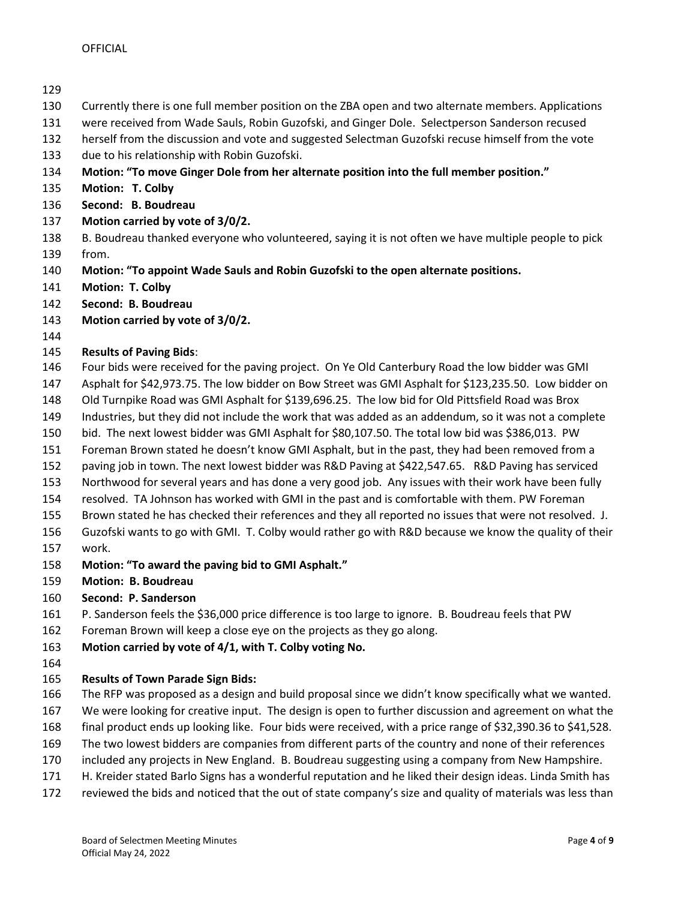Currently there is one full member position on the ZBA open and two alternate members. Applications were received from Wade Sauls, Robin Guzofski, and Ginger Dole. Selectperson Sanderson recused herself from the discussion and vote and suggested Selectman Guzofski recuse himself from the vote due to his relationship with Robin Guzofski.

**Motion: "To move Ginger Dole from her alternate position into the full member position."**
**Motion: T. Colby**
**Second: B. Boudreau**
**Motion carried by vote of 3/0/2.**

B. Boudreau thanked everyone who volunteered, saying it is not often we have multiple people to pick from.

**Motion: "To appoint Wade Sauls and Robin Guzofski to the open alternate positions.**
**Motion: T. Colby**
**Second: B. Boudreau**
**Motion carried by vote of 3/0/2.**

**Results of Paving Bids**:

Four bids were received for the paving project. On Ye Old Canterbury Road the low bidder was GMI Asphalt for $42,973.75. The low bidder on Bow Street was GMI Asphalt for $123,235.50. Low bidder on Old Turnpike Road was GMI Asphalt for $139,696.25. The low bid for Old Pittsfield Road was Brox Industries, but they did not include the work that was added as an addendum, so it was not a complete bid. The next lowest bidder was GMI Asphalt for $80,107.50. The total low bid was $386,013. PW Foreman Brown stated he doesn't know GMI Asphalt, but in the past, they had been removed from a paving job in town. The next lowest bidder was R&D Paving at $422,547.65. R&D Paving has serviced Northwood for several years and has done a very good job. Any issues with their work have been fully resolved. TA Johnson has worked with GMI in the past and is comfortable with them. PW Foreman Brown stated he has checked their references and they all reported no issues that were not resolved. J. Guzofski wants to go with GMI. T. Colby would rather go with R&D because we know the quality of their work.

**Motion: "To award the paving bid to GMI Asphalt."**
**Motion: B. Boudreau**
**Second: P. Sanderson**

P. Sanderson feels the $36,000 price difference is too large to ignore. B. Boudreau feels that PW Foreman Brown will keep a close eye on the projects as they go along.

**Motion carried by vote of 4/1, with T. Colby voting No.**

**Results of Town Parade Sign Bids:**

The RFP was proposed as a design and build proposal since we didn't know specifically what we wanted. We were looking for creative input. The design is open to further discussion and agreement on what the final product ends up looking like. Four bids were received, with a price range of $32,390.36 to $41,528. The two lowest bidders are companies from different parts of the country and none of their references included any projects in New England. B. Boudreau suggesting using a company from New Hampshire. H. Kreider stated Barlo Signs has a wonderful reputation and he liked their design ideas. Linda Smith has reviewed the bids and noticed that the out of state company's size and quality of materials was less than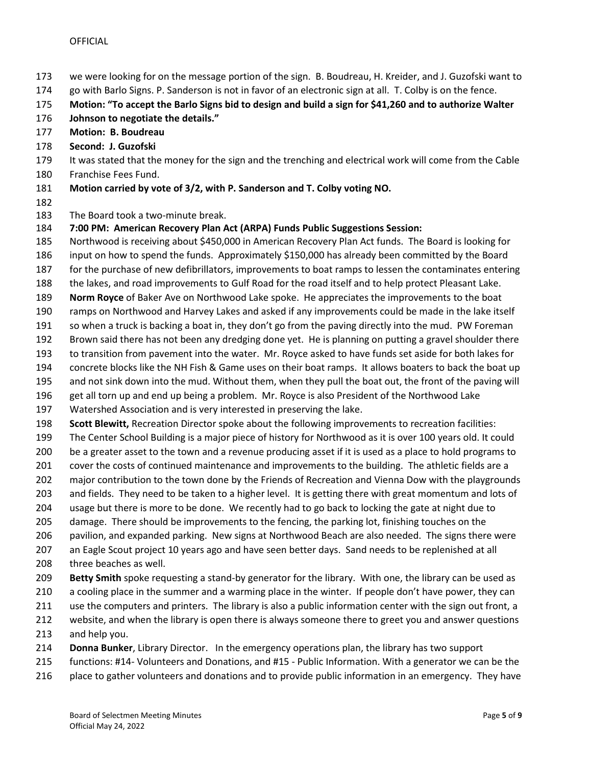we were looking for on the message portion of the sign. B. Boudreau, H. Kreider, and J. Guzofski want to go with Barlo Signs. P. Sanderson is not in favor of an electronic sign at all. T. Colby is on the fence.

**Motion: "To accept the Barlo Signs bid to design and build a sign for $41,260 and to authorize Walter Johnson to negotiate the details."**

**Motion: B. Boudreau**

**Second: J. Guzofski**

It was stated that the money for the sign and the trenching and electrical work will come from the Cable Franchise Fees Fund.

**Motion carried by vote of 3/2, with P. Sanderson and T. Colby voting NO.**

The Board took a two-minute break.

**7:00 PM: American Recovery Plan Act (ARPA) Funds Public Suggestions Session:**

Northwood is receiving about $450,000 in American Recovery Plan Act funds. The Board is looking for input on how to spend the funds. Approximately $150,000 has already been committed by the Board for the purchase of new defibrillators, improvements to boat ramps to lessen the contaminates entering the lakes, and road improvements to Gulf Road for the road itself and to help protect Pleasant Lake.

**Norm Royce** of Baker Ave on Northwood Lake spoke. He appreciates the improvements to the boat ramps on Northwood and Harvey Lakes and asked if any improvements could be made in the lake itself so when a truck is backing a boat in, they don't go from the paving directly into the mud. PW Foreman Brown said there has not been any dredging done yet. He is planning on putting a gravel shoulder there to transition from pavement into the water. Mr. Royce asked to have funds set aside for both lakes for concrete blocks like the NH Fish & Game uses on their boat ramps. It allows boaters to back the boat up and not sink down into the mud. Without them, when they pull the boat out, the front of the paving will get all torn up and end up being a problem. Mr. Royce is also President of the Northwood Lake Watershed Association and is very interested in preserving the lake.

**Scott Blewitt,** Recreation Director spoke about the following improvements to recreation facilities: The Center School Building is a major piece of history for Northwood as it is over 100 years old. It could be a greater asset to the town and a revenue producing asset if it is used as a place to hold programs to cover the costs of continued maintenance and improvements to the building. The athletic fields are a major contribution to the town done by the Friends of Recreation and Vienna Dow with the playgrounds and fields. They need to be taken to a higher level. It is getting there with great momentum and lots of usage but there is more to be done. We recently had to go back to locking the gate at night due to damage. There should be improvements to the fencing, the parking lot, finishing touches on the pavilion, and expanded parking. New signs at Northwood Beach are also needed. The signs there were an Eagle Scout project 10 years ago and have seen better days. Sand needs to be replenished at all three beaches as well.

**Betty Smith** spoke requesting a stand-by generator for the library. With one, the library can be used as a cooling place in the summer and a warming place in the winter. If people don't have power, they can use the computers and printers. The library is also a public information center with the sign out front, a website, and when the library is open there is always someone there to greet you and answer questions and help you.

**Donna Bunker**, Library Director. In the emergency operations plan, the library has two support functions: #14- Volunteers and Donations, and #15 - Public Information. With a generator we can be the place to gather volunteers and donations and to provide public information in an emergency. They have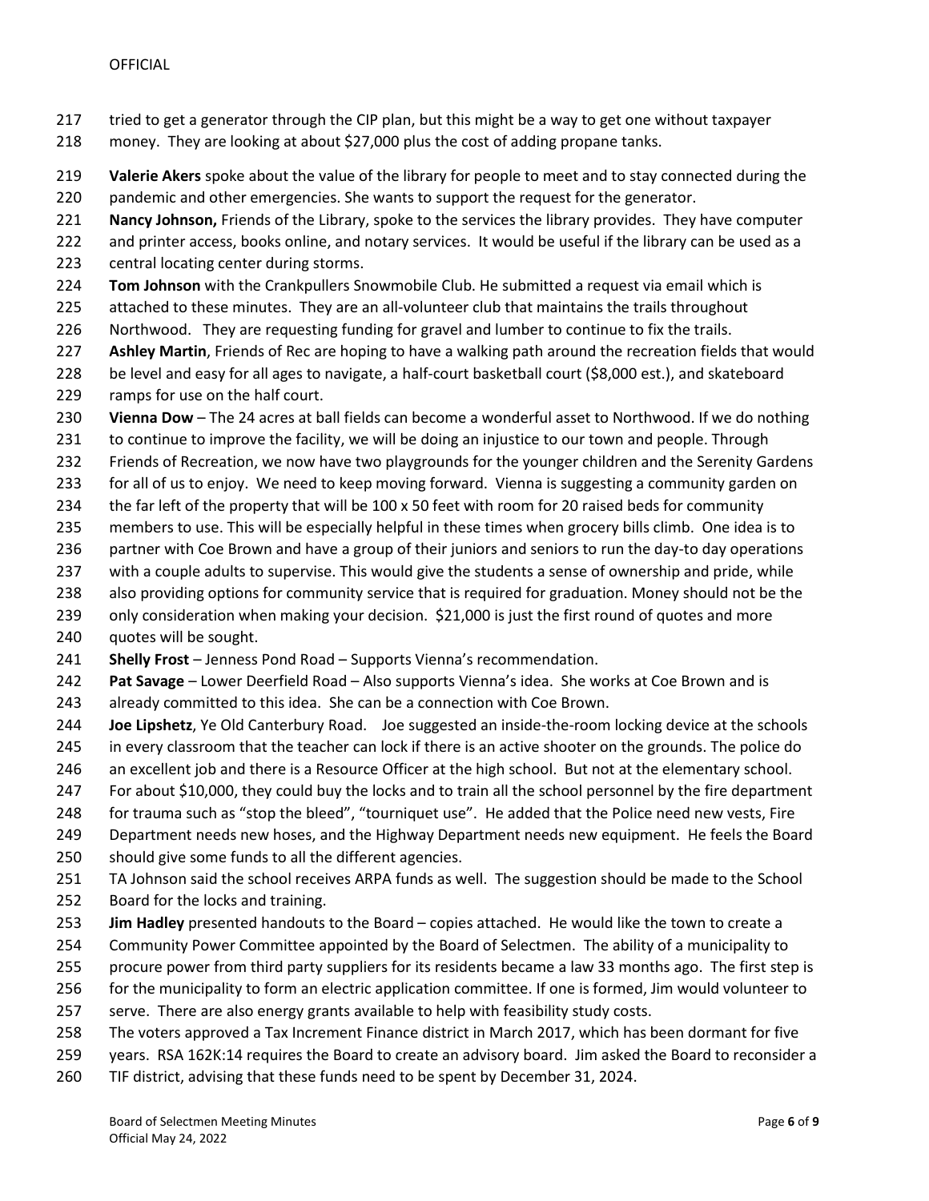tried to get a generator through the CIP plan, but this might be a way to get one without taxpayer money. They are looking at about $27,000 plus the cost of adding propane tanks.

**Valerie Akers** spoke about the value of the library for people to meet and to stay connected during the pandemic and other emergencies. She wants to support the request for the generator.

**Nancy Johnson,** Friends of the Library, spoke to the services the library provides. They have computer and printer access, books online, and notary services. It would be useful if the library can be used as a central locating center during storms.

**Tom Johnson** with the Crankpullers Snowmobile Club. He submitted a request via email which is attached to these minutes. They are an all-volunteer club that maintains the trails throughout Northwood. They are requesting funding for gravel and lumber to continue to fix the trails.

**Ashley Martin**, Friends of Rec are hoping to have a walking path around the recreation fields that would be level and easy for all ages to navigate, a half-court basketball court ($8,000 est.), and skateboard ramps for use on the half court.

**Vienna Dow** – The 24 acres at ball fields can become a wonderful asset to Northwood. If we do nothing to continue to improve the facility, we will be doing an injustice to our town and people. Through Friends of Recreation, we now have two playgrounds for the younger children and the Serenity Gardens for all of us to enjoy. We need to keep moving forward. Vienna is suggesting a community garden on the far left of the property that will be 100 x 50 feet with room for 20 raised beds for community members to use. This will be especially helpful in these times when grocery bills climb. One idea is to partner with Coe Brown and have a group of their juniors and seniors to run the day-to day operations with a couple adults to supervise. This would give the students a sense of ownership and pride, while also providing options for community service that is required for graduation. Money should not be the only consideration when making your decision. $21,000 is just the first round of quotes and more quotes will be sought.

**Shelly Frost** – Jenness Pond Road – Supports Vienna's recommendation.

**Pat Savage** – Lower Deerfield Road – Also supports Vienna's idea. She works at Coe Brown and is already committed to this idea. She can be a connection with Coe Brown.

**Joe Lipshetz**, Ye Old Canterbury Road. Joe suggested an inside-the-room locking device at the schools in every classroom that the teacher can lock if there is an active shooter on the grounds. The police do an excellent job and there is a Resource Officer at the high school. But not at the elementary school. For about $10,000, they could buy the locks and to train all the school personnel by the fire department for trauma such as "stop the bleed", "tourniquet use". He added that the Police need new vests, Fire Department needs new hoses, and the Highway Department needs new equipment. He feels the Board should give some funds to all the different agencies.

TA Johnson said the school receives ARPA funds as well. The suggestion should be made to the School Board for the locks and training.

**Jim Hadley** presented handouts to the Board – copies attached. He would like the town to create a Community Power Committee appointed by the Board of Selectmen. The ability of a municipality to procure power from third party suppliers for its residents became a law 33 months ago. The first step is for the municipality to form an electric application committee. If one is formed, Jim would volunteer to serve. There are also energy grants available to help with feasibility study costs.

The voters approved a Tax Increment Finance district in March 2017, which has been dormant for five years. RSA 162K:14 requires the Board to create an advisory board. Jim asked the Board to reconsider a TIF district, advising that these funds need to be spent by December 31, 2024.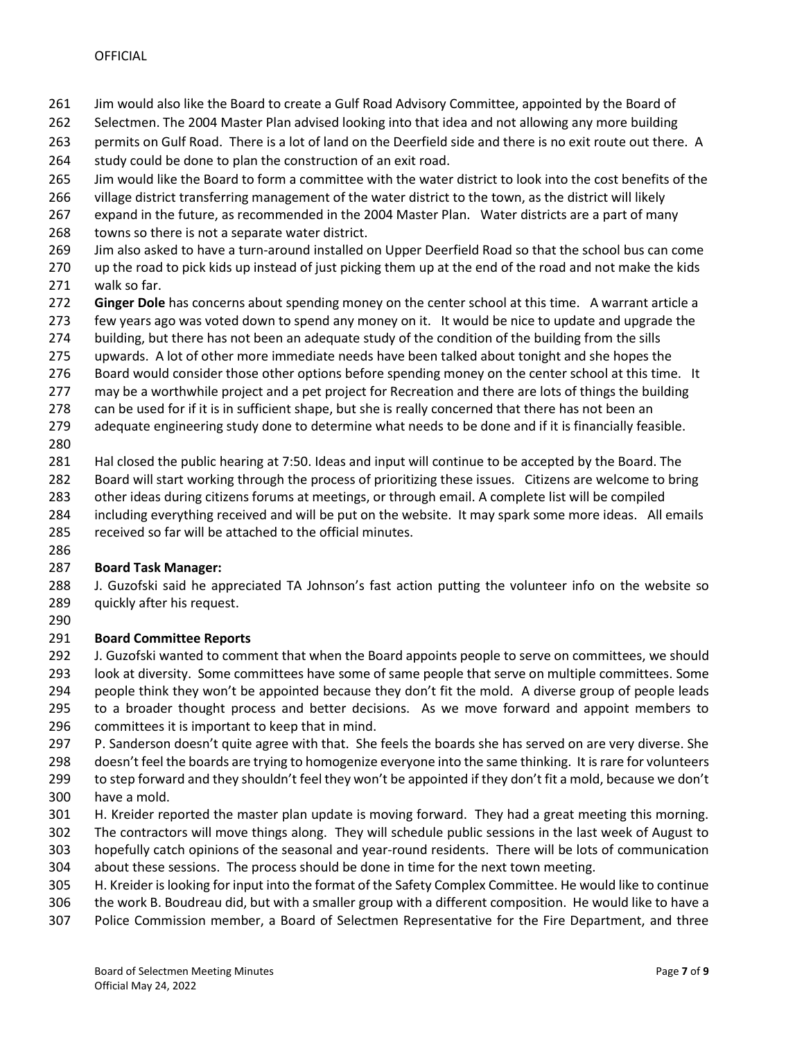Jim would also like the Board to create a Gulf Road Advisory Committee, appointed by the Board of Selectmen. The 2004 Master Plan advised looking into that idea and not allowing any more building permits on Gulf Road. There is a lot of land on the Deerfield side and there is no exit route out there. A study could be done to plan the construction of an exit road.

Jim would like the Board to form a committee with the water district to look into the cost benefits of the village district transferring management of the water district to the town, as the district will likely expand in the future, as recommended in the 2004 Master Plan. Water districts are a part of many towns so there is not a separate water district.

Jim also asked to have a turn-around installed on Upper Deerfield Road so that the school bus can come up the road to pick kids up instead of just picking them up at the end of the road and not make the kids walk so far.

**Ginger Dole** has concerns about spending money on the center school at this time. A warrant article a few years ago was voted down to spend any money on it. It would be nice to update and upgrade the building, but there has not been an adequate study of the condition of the building from the sills upwards. A lot of other more immediate needs have been talked about tonight and she hopes the Board would consider those other options before spending money on the center school at this time. It may be a worthwhile project and a pet project for Recreation and there are lots of things the building can be used for if it is in sufficient shape, but she is really concerned that there has not been an adequate engineering study done to determine what needs to be done and if it is financially feasible.

Hal closed the public hearing at 7:50. Ideas and input will continue to be accepted by the Board. The Board will start working through the process of prioritizing these issues. Citizens are welcome to bring other ideas during citizens forums at meetings, or through email. A complete list will be compiled including everything received and will be put on the website. It may spark some more ideas. All emails received so far will be attached to the official minutes.

**Board Task Manager:**

J. Guzofski said he appreciated TA Johnson's fast action putting the volunteer info on the website so quickly after his request.

**Board Committee Reports**

J. Guzofski wanted to comment that when the Board appoints people to serve on committees, we should look at diversity. Some committees have some of same people that serve on multiple committees. Some people think they won't be appointed because they don't fit the mold. A diverse group of people leads to a broader thought process and better decisions. As we move forward and appoint members to committees it is important to keep that in mind.

P. Sanderson doesn't quite agree with that. She feels the boards she has served on are very diverse. She doesn't feel the boards are trying to homogenize everyone into the same thinking. It is rare for volunteers to step forward and they shouldn't feel they won't be appointed if they don't fit a mold, because we don't have a mold.

H. Kreider reported the master plan update is moving forward. They had a great meeting this morning. The contractors will move things along. They will schedule public sessions in the last week of August to hopefully catch opinions of the seasonal and year-round residents. There will be lots of communication about these sessions. The process should be done in time for the next town meeting.

H. Kreider is looking for input into the format of the Safety Complex Committee. He would like to continue the work B. Boudreau did, but with a smaller group with a different composition. He would like to have a Police Commission member, a Board of Selectmen Representative for the Fire Department, and three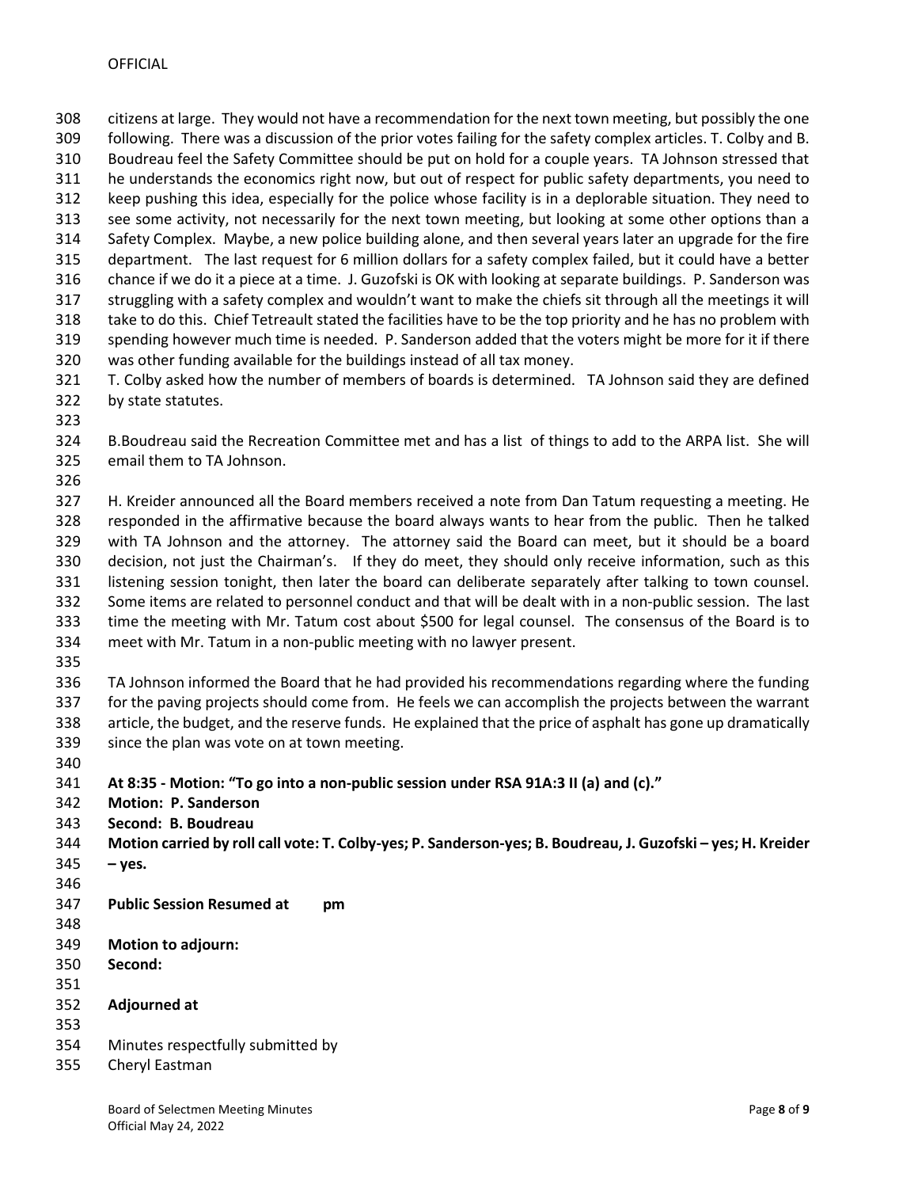citizens at large. They would not have a recommendation for the next town meeting, but possibly the one following. There was a discussion of the prior votes failing for the safety complex articles. T. Colby and B. Boudreau feel the Safety Committee should be put on hold for a couple years. TA Johnson stressed that he understands the economics right now, but out of respect for public safety departments, you need to keep pushing this idea, especially for the police whose facility is in a deplorable situation. They need to see some activity, not necessarily for the next town meeting, but looking at some other options than a Safety Complex. Maybe, a new police building alone, and then several years later an upgrade for the fire department. The last request for 6 million dollars for a safety complex failed, but it could have a better chance if we do it a piece at a time. J. Guzofski is OK with looking at separate buildings. P. Sanderson was struggling with a safety complex and wouldn't want to make the chiefs sit through all the meetings it will take to do this. Chief Tetreault stated the facilities have to be the top priority and he has no problem with spending however much time is needed. P. Sanderson added that the voters might be more for it if there was other funding available for the buildings instead of all tax money.
T. Colby asked how the number of members of boards is determined. TA Johnson said they are defined by state statutes.

B.Boudreau said the Recreation Committee met and has a list of things to add to the ARPA list. She will email them to TA Johnson.

H. Kreider announced all the Board members received a note from Dan Tatum requesting a meeting. He responded in the affirmative because the board always wants to hear from the public. Then he talked with TA Johnson and the attorney. The attorney said the Board can meet, but it should be a board decision, not just the Chairman's. If they do meet, they should only receive information, such as this listening session tonight, then later the board can deliberate separately after talking to town counsel. Some items are related to personnel conduct and that will be dealt with in a non-public session. The last time the meeting with Mr. Tatum cost about $500 for legal counsel. The consensus of the Board is to meet with Mr. Tatum in a non-public meeting with no lawyer present.

TA Johnson informed the Board that he had provided his recommendations regarding where the funding for the paving projects should come from. He feels we can accomplish the projects between the warrant article, the budget, and the reserve funds. He explained that the price of asphalt has gone up dramatically since the plan was vote on at town meeting.

**At 8:35 - Motion: "To go into a non-public session under RSA 91A:3 II (a) and (c)."**
**Motion: P. Sanderson**
**Second: B. Boudreau**
**Motion carried by roll call vote: T. Colby-yes; P. Sanderson-yes; B. Boudreau, J. Guzofski – yes; H. Kreider – yes.**

**Public Session Resumed at pm**

**Motion to adjourn:**
**Second:**

**Adjourned at**

Minutes respectfully submitted by
Cheryl Eastman